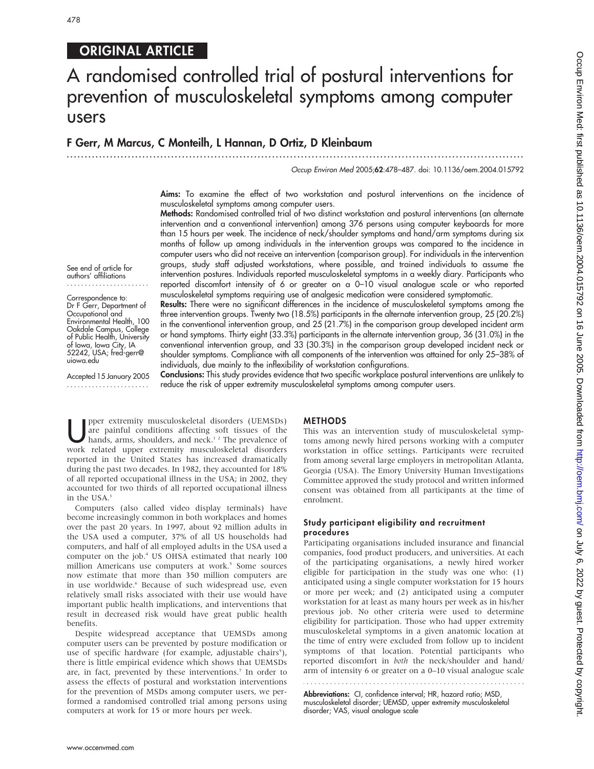ORIGINAL ARTICLE

# A randomised controlled trial of postural interventions for prevention of musculoskeletal symptoms among computer users

**F Gerr, M Marcus, C Monteilh, L Hannan, D Ortiz, D Kleinbaum**

See end of article for authors' affiliations

Correspondence to: Dr F Gerr, Department of Occupational and Environmental Health, 100 Oakdale Campus, College of Public Health, University of Iowa, Iowa City, IA 52242, USA; fred-gerr@uiowa.edu

Accepted 15 January 2005

**Aims:** To examine the effect of two workstation and postural interventions on the incidence of musculoskeletal symptoms among computer users.

**Methods:** Randomised controlled trial of two distinct workstation and postural interventions (an alternate intervention and a conventional intervention) among 376 persons using computer keyboards for more than 15 hours per week. The incidence of neck/shoulder symptoms and hand/arm symptoms during six months of follow up among individuals in the intervention groups was compared to the incidence in computer users who did not receive an intervention (comparison group). For individuals in the intervention groups, study staff adjusted workstations, where possible, and trained individuals to assume the intervention postures. Individuals reported musculoskeletal symptoms in a weekly diary. Participants who reported discomfort intensity of 6 or greater on a 0–10 visual analogue scale or who reported musculoskeletal symptoms requiring use of analgesic medication were considered symptomatic.

**Results:** There were no significant differences in the incidence of musculoskeletal symptoms among the three intervention groups. Twenty two (18.5%) participants in the alternate intervention group, 25 (20.2%) in the conventional intervention group, and 25 (21.7%) in the comparison group developed incident arm or hand symptoms. Thirty eight (33.3%) participants in the alternate intervention group, 36 (31.0%) in the conventional intervention group, and 33 (30.3%) in the comparison group developed incident neck or shoulder symptoms. Compliance with all components of the intervention was attained for only 25–38% of individuals, due mainly to the inflexibility of workstation configurations.

**Conclusions:** This study provides evidence that two specific workplace postural interventions are unlikely to reduce the risk of upper extremity musculoskeletal symptoms among computer users.

Upper extremity musculoskeletal disorders (UEMSDs) are painful conditions affecting soft tissues of the hands, arms, shoulders, and neck.[1 2] The prevalence of work related upper extremity musculoskeletal disorders reported in the United States has increased dramatically during the past two decades. In 1982, they accounted for 18% of all reported occupational illness in the USA; in 2002, they accounted for two thirds of all reported occupational illness in the USA.[3]

Computers (also called video display terminals) have become increasingly common in both workplaces and homes over the past 20 years. In 1997, about 92 million adults in the USA used a computer, 37% of all US households had computers, and half of all employed adults in the USA used a computer on the job.[4] US OHSA estimated that nearly 100 million Americans use computers at work.[5] Some sources now estimate that more than 350 million computers are in use worldwide.[6] Because of such widespread use, even relatively small risks associated with their use would have important public health implications, and interventions that result in decreased risk would have great public health benefits.

Despite widespread acceptance that UEMSDs among computer users can be prevented by posture modification or use of specific hardware (for example, adjustable chairs[5]), there is little empirical evidence which shows that UEMSDs are, in fact, prevented by these interventions.[7] In order to assess the effects of postural and workstation interventions for the prevention of MSDs among computer users, we performed a randomised controlled trial among persons using computers at work for 15 or more hours per week.

## METHODS

This was an intervention study of musculoskeletal symptoms among newly hired persons working with a computer workstation in office settings. Participants were recruited from among several large employers in metropolitan Atlanta, Georgia (USA). The Emory University Human Investigations Committee approved the study protocol and written informed consent was obtained from all participants at the time of enrolment.

### Study participant eligibility and recruitment procedures

Participating organisations included insurance and financial companies, food product producers, and universities. At each of the participating organisations, a newly hired worker eligible for participation in the study was one who: (1) anticipated using a single computer workstation for 15 hours or more per week; and (2) anticipated using a computer workstation for at least as many hours per week as in his/her previous job. No other criteria were used to determine eligibility for participation. Those who had upper extremity musculoskeletal symptoms in a given anatomic location at the time of entry were excluded from follow up to incident symptoms of that location. Potential participants who reported discomfort in *both* the neck/shoulder and hand/arm of intensity 6 or greater on a 0–10 visual analogue scale

**Abbreviations:** CI, confidence interval; HR, hazard ratio; MSD, musculoskeletal disorder; UEMSD, upper extremity musculoskeletal disorder; VAS, visual analogue scale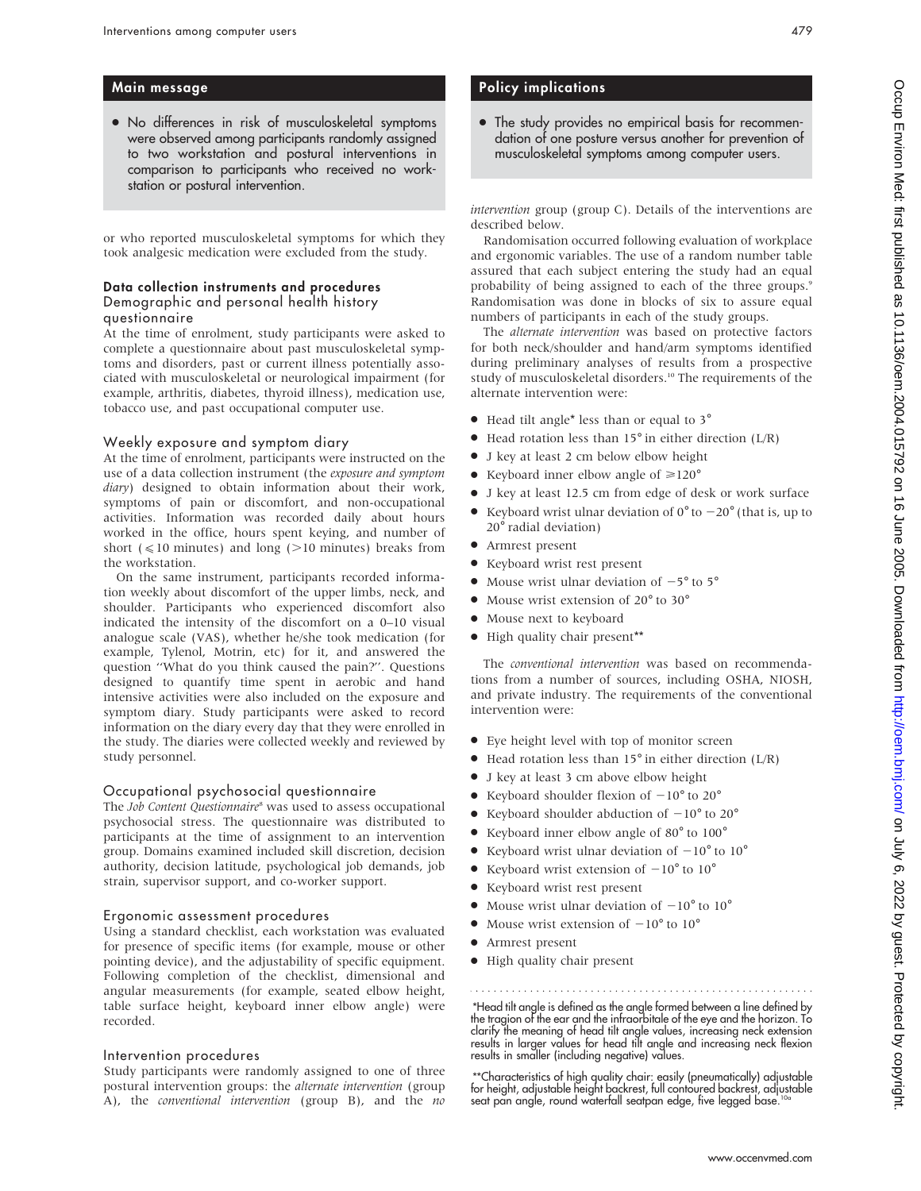## Main message

- No differences in risk of musculoskeletal symptoms were observed among participants randomly assigned to two workstation and postural interventions in comparison to participants who received no workstation or postural intervention.

## Policy implications

- The study provides no empirical basis for recommendation of one posture versus another for prevention of musculoskeletal symptoms among computer users.

or who reported musculoskeletal symptoms for which they took analgesic medication were excluded from the study.

### Data collection instruments and procedures

#### Demographic and personal health history questionnaire

At the time of enrolment, study participants were asked to complete a questionnaire about past musculoskeletal symptoms and disorders, past or current illness potentially associated with musculoskeletal or neurological impairment (for example, arthritis, diabetes, thyroid illness), medication use, tobacco use, and past occupational computer use.

#### Weekly exposure and symptom diary

At the time of enrolment, participants were instructed on the use of a data collection instrument (the *exposure and symptom diary*) designed to obtain information about their work, symptoms of pain or discomfort, and non-occupational activities. Information was recorded daily about hours worked in the office, hours spent keying, and number of short ($\leqslant$10 minutes) and long (>10 minutes) breaks from the workstation.

On the same instrument, participants recorded information weekly about discomfort of the upper limbs, neck, and shoulder. Participants who experienced discomfort also indicated the intensity of the discomfort on a 0–10 visual analogue scale (VAS), whether he/she took medication (for example, Tylenol, Motrin, etc) for it, and answered the question "What do you think caused the pain?". Questions designed to quantify time spent in aerobic and hand intensive activities were also included on the exposure and symptom diary. Study participants were asked to record information on the diary every day that they were enrolled in the study. The diaries were collected weekly and reviewed by study personnel.

#### Occupational psychosocial questionnaire

The *Job Content Questionnaire*[8] was used to assess occupational psychosocial stress. The questionnaire was distributed to participants at the time of assignment to an intervention group. Domains examined included skill discretion, decision authority, decision latitude, psychological job demands, job strain, supervisor support, and co-worker support.

#### Ergonomic assessment procedures

Using a standard checklist, each workstation was evaluated for presence of specific items (for example, mouse or other pointing device), and the adjustability of specific equipment. Following completion of the checklist, dimensional and angular measurements (for example, seated elbow height, table surface height, keyboard inner elbow angle) were recorded.

#### Intervention procedures

Study participants were randomly assigned to one of three postural intervention groups: the *alternate intervention* (group A), the *conventional intervention* (group B), and the *no intervention* group (group C). Details of the interventions are described below.

Randomisation occurred following evaluation of workplace and ergonomic variables. The use of a random number table assured that each subject entering the study had an equal probability of being assigned to each of the three groups.[9] Randomisation was done in blocks of six to assure equal numbers of participants in each of the study groups.

The *alternate intervention* was based on protective factors for both neck/shoulder and hand/arm symptoms identified during preliminary analyses of results from a prospective study of musculoskeletal disorders.[10] The requirements of the alternate intervention were:

- Head tilt angle* less than or equal to 3°
- Head rotation less than 15° in either direction (L/R)
- J key at least 2 cm below elbow height
- Keyboard inner elbow angle of $\geqslant$120°
- J key at least 12.5 cm from edge of desk or work surface
- Keyboard wrist ulnar deviation of 0° to −20° (that is, up to 20° radial deviation)
- Armrest present
- Keyboard wrist rest present
- Mouse wrist ulnar deviation of −5° to 5°
- Mouse wrist extension of 20° to 30°
- Mouse next to keyboard
- High quality chair present**

The *conventional intervention* was based on recommendations from a number of sources, including OSHA, NIOSH, and private industry. The requirements of the conventional intervention were:

- Eye height level with top of monitor screen
- Head rotation less than 15° in either direction (L/R)
- J key at least 3 cm above elbow height
- Keyboard shoulder flexion of −10° to 20°
- Keyboard shoulder abduction of −10° to 20°
- Keyboard inner elbow angle of 80° to 100°
- Keyboard wrist ulnar deviation of −10° to 10°
- Keyboard wrist extension of −10° to 10°
- Keyboard wrist rest present
- Mouse wrist ulnar deviation of −10° to 10°
- Mouse wrist extension of −10° to 10°
- Armrest present
- High quality chair present

*Head tilt angle is defined as the angle formed between a line defined by the tragion of the ear and the infraorbitale of the eye and the horizon. To clarify the meaning of head tilt angle values, increasing neck extension results in larger values for head tilt angle and increasing neck flexion results in smaller (including negative) values.

**Characteristics of high quality chair: easily (pneumatically) adjustable for height, adjustable height backrest, full contoured backrest, adjustable seat pan angle, round waterfall seatpan edge, five legged base.[10a]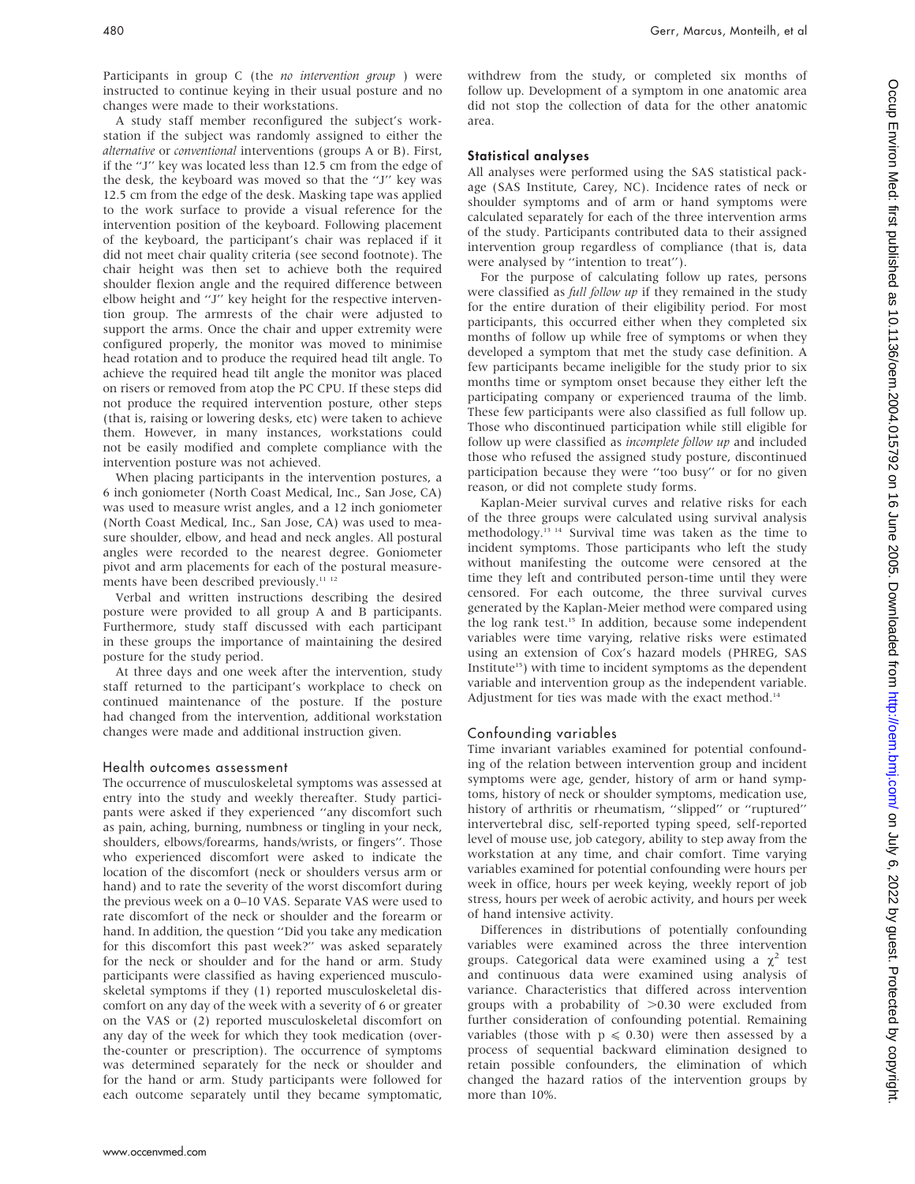Participants in group C (the *no intervention group* ) were instructed to continue keying in their usual posture and no changes were made to their workstations.

A study staff member reconfigured the subject's workstation if the subject was randomly assigned to either the *alternative* or *conventional* interventions (groups A or B). First, if the "J" key was located less than 12.5 cm from the edge of the desk, the keyboard was moved so that the "J" key was 12.5 cm from the edge of the desk. Masking tape was applied to the work surface to provide a visual reference for the intervention position of the keyboard. Following placement of the keyboard, the participant's chair was replaced if it did not meet chair quality criteria (see second footnote). The chair height was then set to achieve both the required shoulder flexion angle and the required difference between elbow height and "J" key height for the respective intervention group. The armrests of the chair were adjusted to support the arms. Once the chair and upper extremity were configured properly, the monitor was moved to minimise head rotation and to produce the required head tilt angle. To achieve the required head tilt angle the monitor was placed on risers or removed from atop the PC CPU. If these steps did not produce the required intervention posture, other steps (that is, raising or lowering desks, etc) were taken to achieve them. However, in many instances, workstations could not be easily modified and complete compliance with the intervention posture was not achieved.

When placing participants in the intervention postures, a 6 inch goniometer (North Coast Medical, Inc., San Jose, CA) was used to measure wrist angles, and a 12 inch goniometer (North Coast Medical, Inc., San Jose, CA) was used to measure shoulder, elbow, and head and neck angles. All postural angles were recorded to the nearest degree. Goniometer pivot and arm placements for each of the postural measurements have been described previously.[11 12]

Verbal and written instructions describing the desired posture were provided to all group A and B participants. Furthermore, study staff discussed with each participant in these groups the importance of maintaining the desired posture for the study period.

At three days and one week after the intervention, study staff returned to the participant's workplace to check on continued maintenance of the posture. If the posture had changed from the intervention, additional workstation changes were made and additional instruction given.

## Health outcomes assessment

The occurrence of musculoskeletal symptoms was assessed at entry into the study and weekly thereafter. Study participants were asked if they experienced "any discomfort such as pain, aching, burning, numbness or tingling in your neck, shoulders, elbows/forearms, hands/wrists, or fingers". Those who experienced discomfort were asked to indicate the location of the discomfort (neck or shoulders versus arm or hand) and to rate the severity of the worst discomfort during the previous week on a 0–10 VAS. Separate VAS were used to rate discomfort of the neck or shoulder and the forearm or hand. In addition, the question "Did you take any medication for this discomfort this past week?" was asked separately for the neck or shoulder and for the hand or arm. Study participants were classified as having experienced musculoskeletal symptoms if they (1) reported musculoskeletal discomfort on any day of the week with a severity of 6 or greater on the VAS or (2) reported musculoskeletal discomfort on any day of the week for which they took medication (over-the-counter or prescription). The occurrence of symptoms was determined separately for the neck or shoulder and for the hand or arm. Study participants were followed for each outcome separately until they became symptomatic, withdrew from the study, or completed six months of follow up. Development of a symptom in one anatomic area did not stop the collection of data for the other anatomic area.

### Statistical analyses

All analyses were performed using the SAS statistical package (SAS Institute, Carey, NC). Incidence rates of neck or shoulder symptoms and of arm or hand symptoms were calculated separately for each of the three intervention arms of the study. Participants contributed data to their assigned intervention group regardless of compliance (that is, data were analysed by "intention to treat").

For the purpose of calculating follow up rates, persons were classified as *full follow up* if they remained in the study for the entire duration of their eligibility period. For most participants, this occurred either when they completed six months of follow up while free of symptoms or when they developed a symptom that met the study case definition. A few participants became ineligible for the study prior to six months time or symptom onset because they either left the participating company or experienced trauma of the limb. These few participants were also classified as full follow up. Those who discontinued participation while still eligible for follow up were classified as *incomplete follow up* and included those who refused the assigned study posture, discontinued participation because they were "too busy" or for no given reason, or did not complete study forms.

Kaplan-Meier survival curves and relative risks for each of the three groups were calculated using survival analysis methodology.[13 14] Survival time was taken as the time to incident symptoms. Those participants who left the study without manifesting the outcome were censored at the time they left and contributed person-time until they were censored. For each outcome, the three survival curves generated by the Kaplan-Meier method were compared using the log rank test.[15] In addition, because some independent variables were time varying, relative risks were estimated using an extension of Cox's hazard models (PHREG, SAS Institute[15]) with time to incident symptoms as the dependent variable and intervention group as the independent variable. Adjustment for ties was made with the exact method.[14]

## Confounding variables

Time invariant variables examined for potential confounding of the relation between intervention group and incident symptoms were age, gender, history of arm or hand symptoms, history of neck or shoulder symptoms, medication use, history of arthritis or rheumatism, "slipped" or "ruptured" intervertebral disc, self-reported typing speed, self-reported level of mouse use, job category, ability to step away from the workstation at any time, and chair comfort. Time varying variables examined for potential confounding were hours per week in office, hours per week keying, weekly report of job stress, hours per week of aerobic activity, and hours per week of hand intensive activity.

Differences in distributions of potentially confounding variables were examined across the three intervention groups. Categorical data were examined using a $\chi^2$ test and continuous data were examined using analysis of variance. Characteristics that differed across intervention groups with a probability of $>0.30$ were excluded from further consideration of confounding potential. Remaining variables (those with $p \leq 0.30$) were then assessed by a process of sequential backward elimination designed to retain possible confounders, the elimination of which changed the hazard ratios of the intervention groups by more than 10%.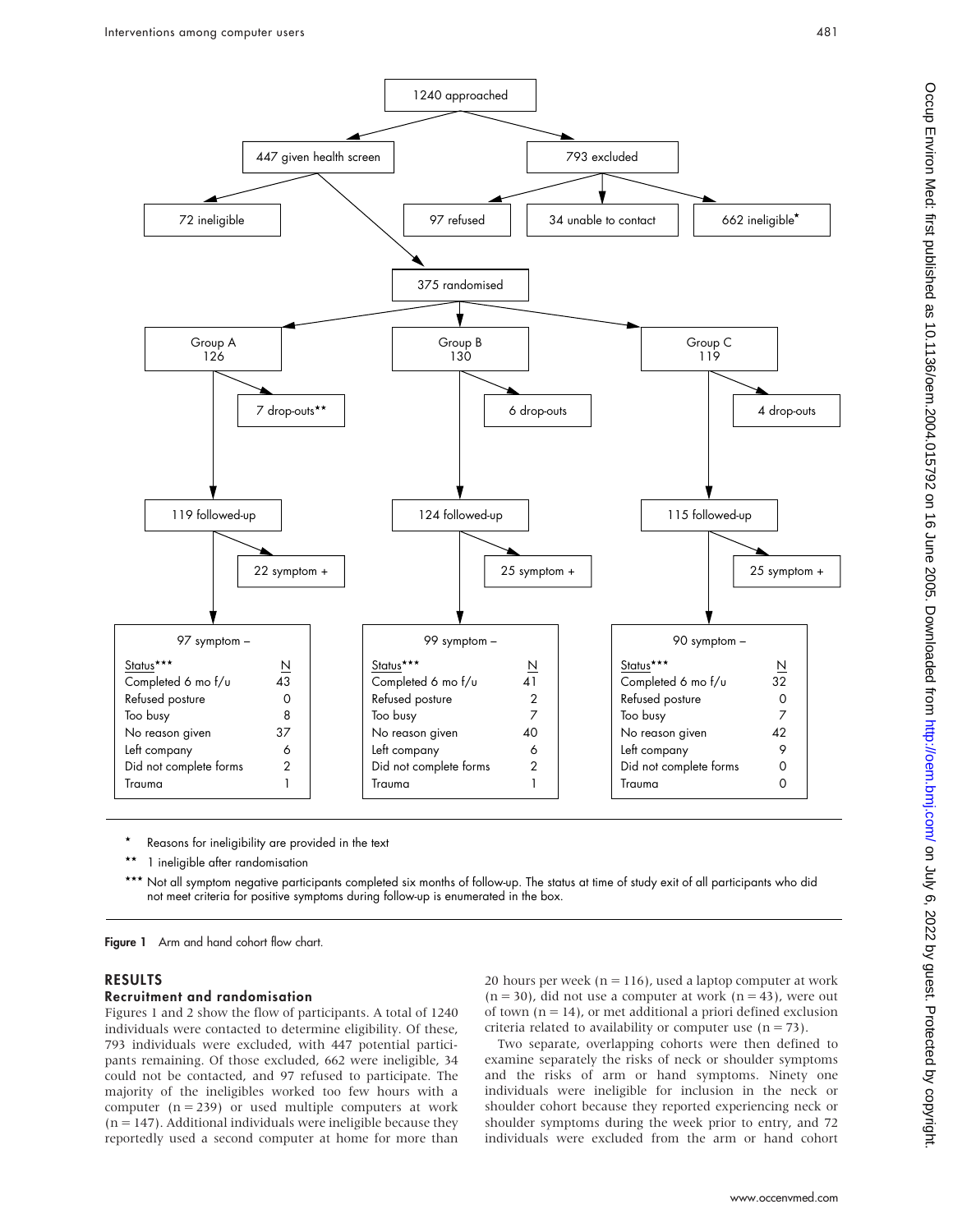1240 approached

447 given health screen

793 excluded

72 ineligible

97 refused

34 unable to contact

662 ineligible*

375 randomised

| Group A 126 | Group B 130 | Group C 119 |
|---|---|---|
| 7 drop-outs** | 6 drop-outs | 4 drop-outs |
| 119 followed-up | 124 followed-up | 115 followed-up |
| 22 symptom + | 25 symptom + | 25 symptom + |
| 97 symptom – | 99 symptom – | 90 symptom – |

| Status*** | Group A (97 symptom –) N | Group B (99 symptom –) N | Group C (90 symptom –) N |
|---|---|---|---|
| Completed 6 mo f/u | 43 | 41 | 32 |
| Refused posture | 0 | 2 | 0 |
| Too busy | 8 | 7 | 7 |
| No reason given | 37 | 40 | 42 |
| Left company | 6 | 6 | 9 |
| Did not complete forms | 2 | 2 | 0 |
| Trauma | 1 | 1 | 0 |

\* Reasons for ineligibility are provided in the text

\** 1 ineligible after randomisation

\*** Not all symptom negative participants completed six months of follow-up. The status at time of study exit of all participants who did not meet criteria for positive symptoms during follow-up is enumerated in the box.

**Figure 1** Arm and hand cohort flow chart.

## RESULTS

### Recruitment and randomisation

Figures 1 and 2 show the flow of participants. A total of 1240 individuals were contacted to determine eligibility. Of these, 793 individuals were excluded, with 447 potential participants remaining. Of those excluded, 662 were ineligible, 34 could not be contacted, and 97 refused to participate. The majority of the ineligibles worked too few hours with a computer (n = 239) or used multiple computers at work (n = 147). Additional individuals were ineligible because they reportedly used a second computer at home for more than 20 hours per week (n = 116), used a laptop computer at work (n = 30), did not use a computer at work (n = 43), were out of town (n = 14), or met additional a priori defined exclusion criteria related to availability or computer use (n = 73).

Two separate, overlapping cohorts were then defined to examine separately the risks of neck or shoulder symptoms and the risks of arm or hand symptoms. Ninety one individuals were ineligible for inclusion in the neck or shoulder cohort because they reported experiencing neck or shoulder symptoms during the week prior to entry, and 72 individuals were excluded from the arm or hand cohort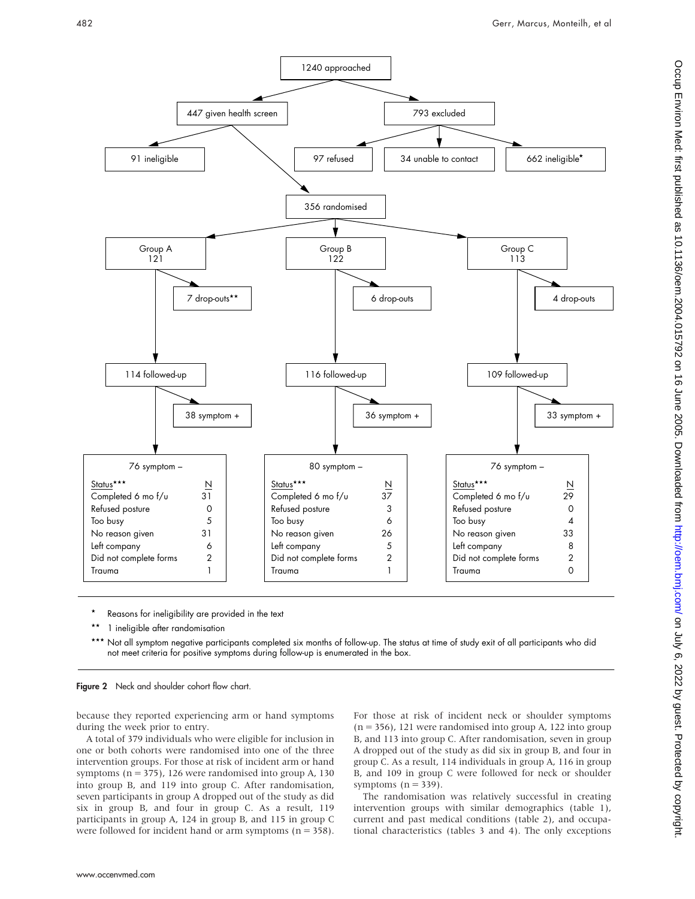1240 approached

447 given health screen

793 excluded

91 ineligible

97 refused

34 unable to contact

662 ineligible*

356 randomised

| Group A 121 | Group B 122 | Group C 113 |
|---|---|---|
| 7 drop-outs** | 6 drop-outs | 4 drop-outs |
| 114 followed-up | 116 followed-up | 109 followed-up |
| 38 symptom + | 36 symptom + | 33 symptom + |
| 76 symptom – | 80 symptom – | 76 symptom – |

| Status*** | Group A N | Group B N | Group C N |
|---|---|---|---|
| Completed 6 mo f/u | 31 | 37 | 29 |
| Refused posture | 0 | 3 | 0 |
| Too busy | 5 | 6 | 4 |
| No reason given | 31 | 26 | 33 |
| Left company | 6 | 5 | 8 |
| Did not complete forms | 2 | 2 | 2 |
| Trauma | 1 | 1 | 0 |

\* Reasons for ineligibility are provided in the text

\*\* 1 ineligible after randomisation

\*\*\* Not all symptom negative participants completed six months of follow-up. The status at time of study exit of all participants who did not meet criteria for positive symptoms during follow-up is enumerated in the box.

**Figure 2** Neck and shoulder cohort flow chart.

because they reported experiencing arm or hand symptoms during the week prior to entry.

A total of 379 individuals who were eligible for inclusion in one or both cohorts were randomised into one of the three intervention groups. For those at risk of incident arm or hand symptoms (n = 375), 126 were randomised into group A, 130 into group B, and 119 into group C. After randomisation, seven participants in group A dropped out of the study as did six in group B, and four in group C. As a result, 119 participants in group A, 124 in group B, and 115 in group C were followed for incident hand or arm symptoms (n = 358). For those at risk of incident neck or shoulder symptoms (n = 356), 121 were randomised into group A, 122 into group B, and 113 into group C. After randomisation, seven in group A dropped out of the study as did six in group B, and four in group C. As a result, 114 individuals in group A, 116 in group B, and 109 in group C were followed for neck or shoulder symptoms (n = 339).

The randomisation was relatively successful in creating intervention groups with similar demographics (table 1), current and past medical conditions (table 2), and occupational characteristics (tables 3 and 4). The only exceptions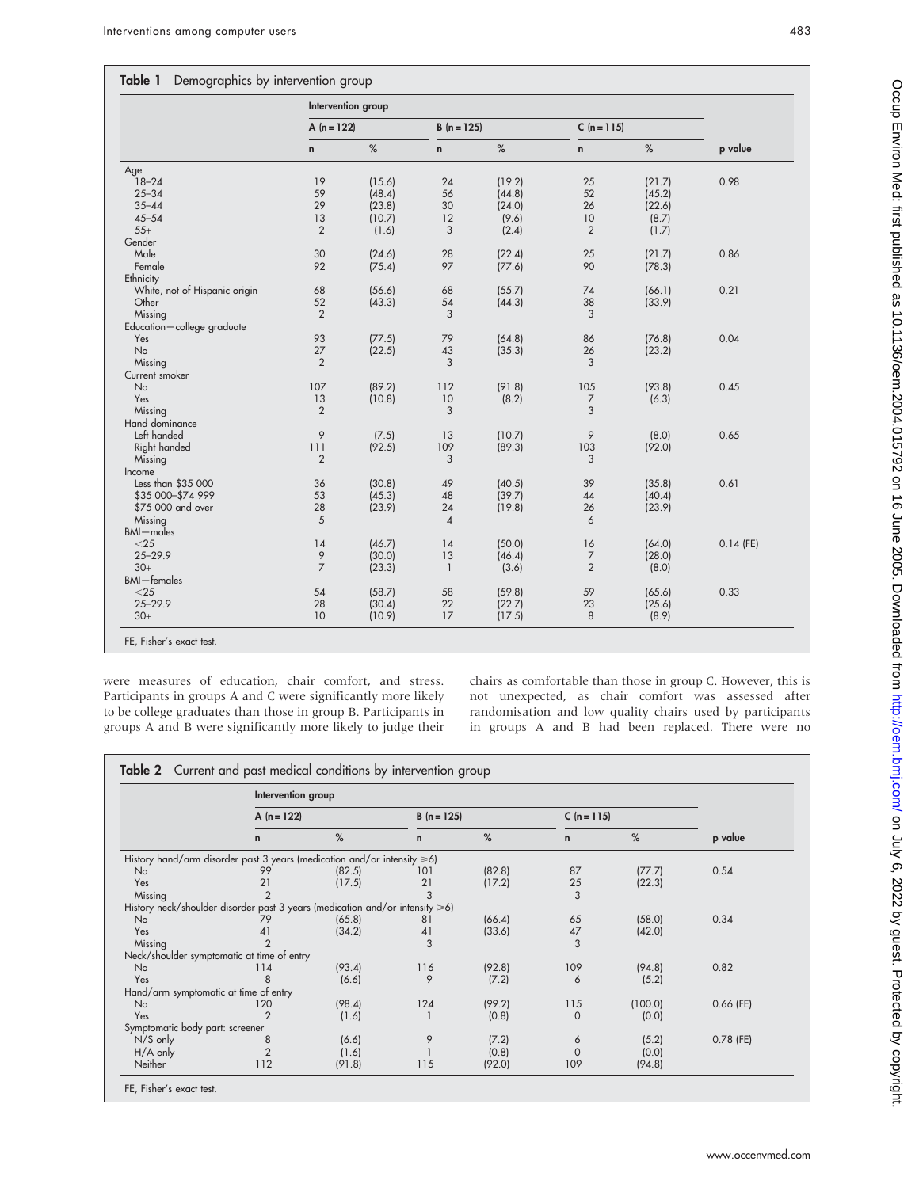**Table 1** Demographics by intervention group

| | Intervention group | | | | | | |
|---|---|---|---|---|---|---|---|
| | A (n = 122) | | B (n = 125) | | C (n = 115) | | |
| | n | % | n | % | n | % | p value |
| Age | | | | | | | |
| 18–24 | 19 | (15.6) | 24 | (19.2) | 25 | (21.7) | 0.98 |
| 25–34 | 59 | (48.4) | 56 | (44.8) | 52 | (45.2) | |
| 35–44 | 29 | (23.8) | 30 | (24.0) | 26 | (22.6) | |
| 45–54 | 13 | (10.7) | 12 | (9.6) | 10 | (8.7) | |
| 55+ | 2 | (1.6) | 3 | (2.4) | 2 | (1.7) | |
| Gender | | | | | | | |
| Male | 30 | (24.6) | 28 | (22.4) | 25 | (21.7) | 0.86 |
| Female | 92 | (75.4) | 97 | (77.6) | 90 | (78.3) | |
| Ethnicity | | | | | | | |
| White, not of Hispanic origin | 68 | (56.6) | 68 | (55.7) | 74 | (66.1) | 0.21 |
| Other | 52 | (43.3) | 54 | (44.3) | 38 | (33.9) | |
| Missing | 2 | | 3 | | 3 | | |
| Education—college graduate | | | | | | | |
| Yes | 93 | (77.5) | 79 | (64.8) | 86 | (76.8) | 0.04 |
| No | 27 | (22.5) | 43 | (35.3) | 26 | (23.2) | |
| Missing | 2 | | 3 | | 3 | | |
| Current smoker | | | | | | | |
| No | 107 | (89.2) | 112 | (91.8) | 105 | (93.8) | 0.45 |
| Yes | 13 | (10.8) | 10 | (8.2) | 7 | (6.3) | |
| Missing | 2 | | 3 | | 3 | | |
| Hand dominance | | | | | | | |
| Left handed | 9 | (7.5) | 13 | (10.7) | 9 | (8.0) | 0.65 |
| Right handed | 111 | (92.5) | 109 | (89.3) | 103 | (92.0) | |
| Missing | 2 | | 3 | | 3 | | |
| Income | | | | | | | |
| Less than $35 000 | 36 | (30.8) | 49 | (40.5) | 39 | (35.8) | 0.61 |
| $35 000–$74 999 | 53 | (45.3) | 48 | (39.7) | 44 | (40.4) | |
| $75 000 and over | 28 | (23.9) | 24 | (19.8) | 26 | (23.9) | |
| Missing | 5 | | 4 | | 6 | | |
| BMI—males | | | | | | | |
| <25 | 14 | (46.7) | 14 | (50.0) | 16 | (64.0) | 0.14 (FE) |
| 25–29.9 | 9 | (30.0) | 13 | (46.4) | 7 | (28.0) | |
| 30+ | 7 | (23.3) | 1 | (3.6) | 2 | (8.0) | |
| BMI—females | | | | | | | |
| <25 | 54 | (58.7) | 58 | (59.8) | 59 | (65.6) | 0.33 |
| 25–29.9 | 28 | (30.4) | 22 | (22.7) | 23 | (25.6) | |
| 30+ | 10 | (10.9) | 17 | (17.5) | 8 | (8.9) | |

FE, Fisher's exact test.

were measures of education, chair comfort, and stress. Participants in groups A and C were significantly more likely to be college graduates than those in group B. Participants in groups A and B were significantly more likely to judge their chairs as comfortable than those in group C. However, this is not unexpected, as chair comfort was assessed after randomisation and low quality chairs used by participants in groups A and B had been replaced. There were no

**Table 2** Current and past medical conditions by intervention group

| | Intervention group | | | | | | |
|---|---|---|---|---|---|---|---|
| | A (n = 122) | | B (n = 125) | | C (n = 115) | | |
| | n | % | n | % | n | % | p value |
| History hand/arm disorder past 3 years (medication and/or intensity ⩾6) | | | | | | | |
| No | 99 | (82.5) | 101 | (82.8) | 87 | (77.7) | 0.54 |
| Yes | 21 | (17.5) | 21 | (17.2) | 25 | (22.3) | |
| Missing | 2 | | 3 | | 3 | | |
| History neck/shoulder disorder past 3 years (medication and/or intensity ⩾6) | | | | | | | |
| No | 79 | (65.8) | 81 | (66.4) | 65 | (58.0) | 0.34 |
| Yes | 41 | (34.2) | 41 | (33.6) | 47 | (42.0) | |
| Missing | 2 | | 3 | | 3 | | |
| Neck/shoulder symptomatic at time of entry | | | | | | | |
| No | 114 | (93.4) | 116 | (92.8) | 109 | (94.8) | 0.82 |
| Yes | 8 | (6.6) | 9 | (7.2) | 6 | (5.2) | |
| Hand/arm symptomatic at time of entry | | | | | | | |
| No | 120 | (98.4) | 124 | (99.2) | 115 | (100.0) | 0.66 (FE) |
| Yes | 2 | (1.6) | 1 | (0.8) | 0 | (0.0) | |
| Symptomatic body part: screener | | | | | | | |
| N/S only | 8 | (6.6) | 9 | (7.2) | 6 | (5.2) | 0.78 (FE) |
| H/A only | 2 | (1.6) | 1 | (0.8) | 0 | (0.0) | |
| Neither | 112 | (91.8) | 115 | (92.0) | 109 | (94.8) | |

FE, Fisher's exact test.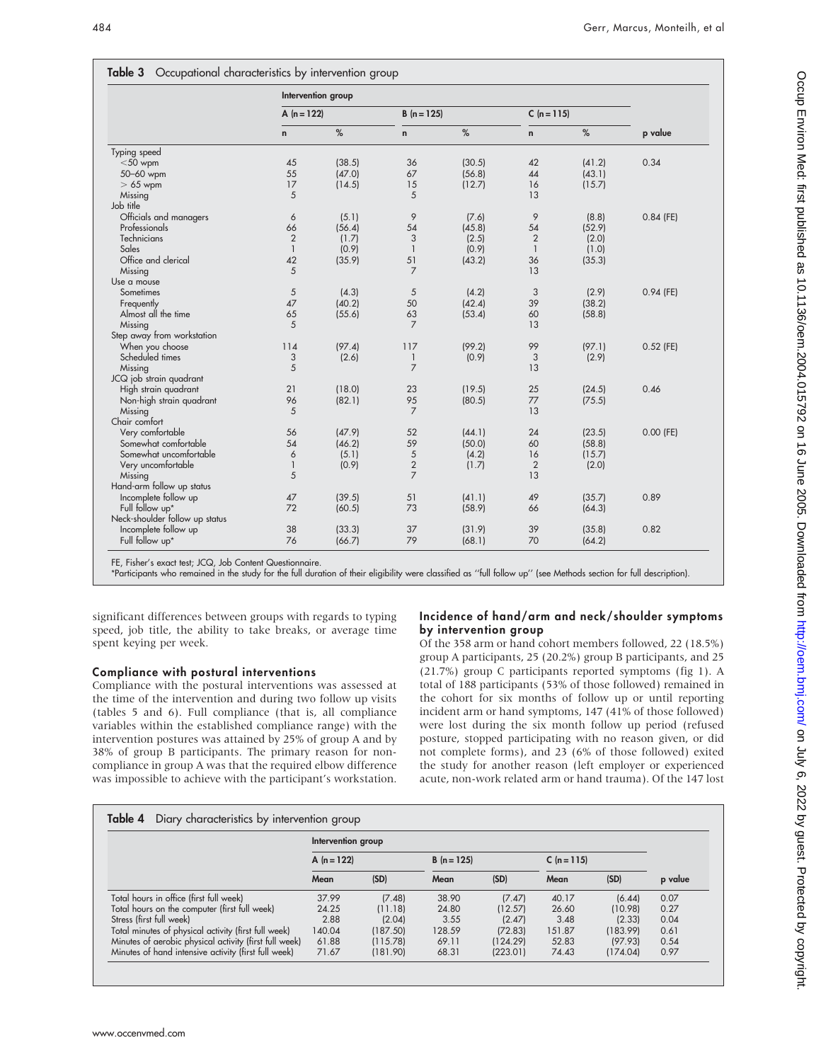**Table 3** Occupational characteristics by intervention group

| | Intervention group | | | | | | |
|---|---|---|---|---|---|---|---|
| | A (n = 122) | | B (n = 125) | | C (n = 115) | | |
| | n | % | n | % | n | % | p value |
| Typing speed | | | | | | | |
| <50 wpm | 45 | (38.5) | 36 | (30.5) | 42 | (41.2) | 0.34 |
| 50–60 wpm | 55 | (47.0) | 67 | (56.8) | 44 | (43.1) | |
| > 65 wpm | 17 | (14.5) | 15 | (12.7) | 16 | (15.7) | |
| Missing | 5 | | 5 | | 13 | | |
| Job title | | | | | | | |
| Officials and managers | 6 | (5.1) | 9 | (7.6) | 9 | (8.8) | 0.84 (FE) |
| Professionals | 66 | (56.4) | 54 | (45.8) | 54 | (52.9) | |
| Technicians | 2 | (1.7) | 3 | (2.5) | 2 | (2.0) | |
| Sales | 1 | (0.9) | 1 | (0.9) | 1 | (1.0) | |
| Office and clerical | 42 | (35.9) | 51 | (43.2) | 36 | (35.3) | |
| Missing | 5 | | 7 | | 13 | | |
| Use a mouse | | | | | | | |
| Sometimes | 5 | (4.3) | 5 | (4.2) | 3 | (2.9) | 0.94 (FE) |
| Frequently | 47 | (40.2) | 50 | (42.4) | 39 | (38.2) | |
| Almost all the time | 65 | (55.6) | 63 | (53.4) | 60 | (58.8) | |
| Missing | 5 | | 7 | | 13 | | |
| Step away from workstation | | | | | | | |
| When you choose | 114 | (97.4) | 117 | (99.2) | 99 | (97.1) | 0.52 (FE) |
| Scheduled times | 3 | (2.6) | 1 | (0.9) | 3 | (2.9) | |
| Missing | 5 | | 7 | | 13 | | |
| JCQ job strain quadrant | | | | | | | |
| High strain quadrant | 21 | (18.0) | 23 | (19.5) | 25 | (24.5) | 0.46 |
| Non-high strain quadrant | 96 | (82.1) | 95 | (80.5) | 77 | (75.5) | |
| Missing | 5 | | 7 | | 13 | | |
| Chair comfort | | | | | | | |
| Very comfortable | 56 | (47.9) | 52 | (44.1) | 24 | (23.5) | 0.00 (FE) |
| Somewhat comfortable | 54 | (46.2) | 59 | (50.0) | 60 | (58.8) | |
| Somewhat uncomfortable | 6 | (5.1) | 5 | (4.2) | 16 | (15.7) | |
| Very uncomfortable | 1 | (0.9) | 2 | (1.7) | 2 | (2.0) | |
| Missing | 5 | | 7 | | 13 | | |
| Hand-arm follow up status | | | | | | | |
| Incomplete follow up | 47 | (39.5) | 51 | (41.1) | 49 | (35.7) | 0.89 |
| Full follow up* | 72 | (60.5) | 73 | (58.9) | 66 | (64.3) | |
| Neck-shoulder follow up status | | | | | | | |
| Incomplete follow up | 38 | (33.3) | 37 | (31.9) | 39 | (35.8) | 0.82 |
| Full follow up* | 76 | (66.7) | 79 | (68.1) | 70 | (64.2) | |

FE, Fisher's exact test; JCQ, Job Content Questionnaire.
*Participants who remained in the study for the full duration of their eligibility were classified as "full follow up" (see Methods section for full description).

significant differences between groups with regards to typing speed, job title, the ability to take breaks, or average time spent keying per week.

### Compliance with postural interventions

Compliance with the postural interventions was assessed at the time of the intervention and during two follow up visits (tables 5 and 6). Full compliance (that is, all compliance variables within the established compliance range) with the intervention postures was attained by 25% of group A and by 38% of group B participants. The primary reason for non-compliance in group A was that the required elbow difference was impossible to achieve with the participant's workstation.

### Incidence of hand/arm and neck/shoulder symptoms by intervention group

Of the 358 arm or hand cohort members followed, 22 (18.5%) group A participants, 25 (20.2%) group B participants, and 25 (21.7%) group C participants reported symptoms (fig 1). A total of 188 participants (53% of those followed) remained in the cohort for six months of follow up or until reporting incident arm or hand symptoms, 147 (41% of those followed) were lost during the six month follow up period (refused posture, stopped participating with no reason given, or did not complete forms), and 23 (6% of those followed) exited the study for another reason (left employer or experienced acute, non-work related arm or hand trauma). Of the 147 lost

**Table 4** Diary characteristics by intervention group

| | Intervention group | | | | | | |
|---|---|---|---|---|---|---|---|
| | A (n = 122) | | B (n = 125) | | C (n = 115) | | |
| | Mean | (SD) | Mean | (SD) | Mean | (SD) | p value |
| Total hours in office (first full week) | 37.99 | (7.48) | 38.90 | (7.47) | 40.17 | (6.44) | 0.07 |
| Total hours on the computer (first full week) | 24.25 | (11.18) | 24.80 | (12.57) | 26.60 | (10.98) | 0.27 |
| Stress (first full week) | 2.88 | (2.04) | 3.55 | (2.47) | 3.48 | (2.33) | 0.04 |
| Total minutes of physical activity (first full week) | 140.04 | (187.50) | 128.59 | (72.83) | 151.87 | (183.99) | 0.61 |
| Minutes of aerobic physical activity (first full week) | 61.88 | (115.78) | 69.11 | (124.29) | 52.83 | (97.93) | 0.54 |
| Minutes of hand intensive activity (first full week) | 71.67 | (181.90) | 68.31 | (223.01) | 74.43 | (174.04) | 0.97 |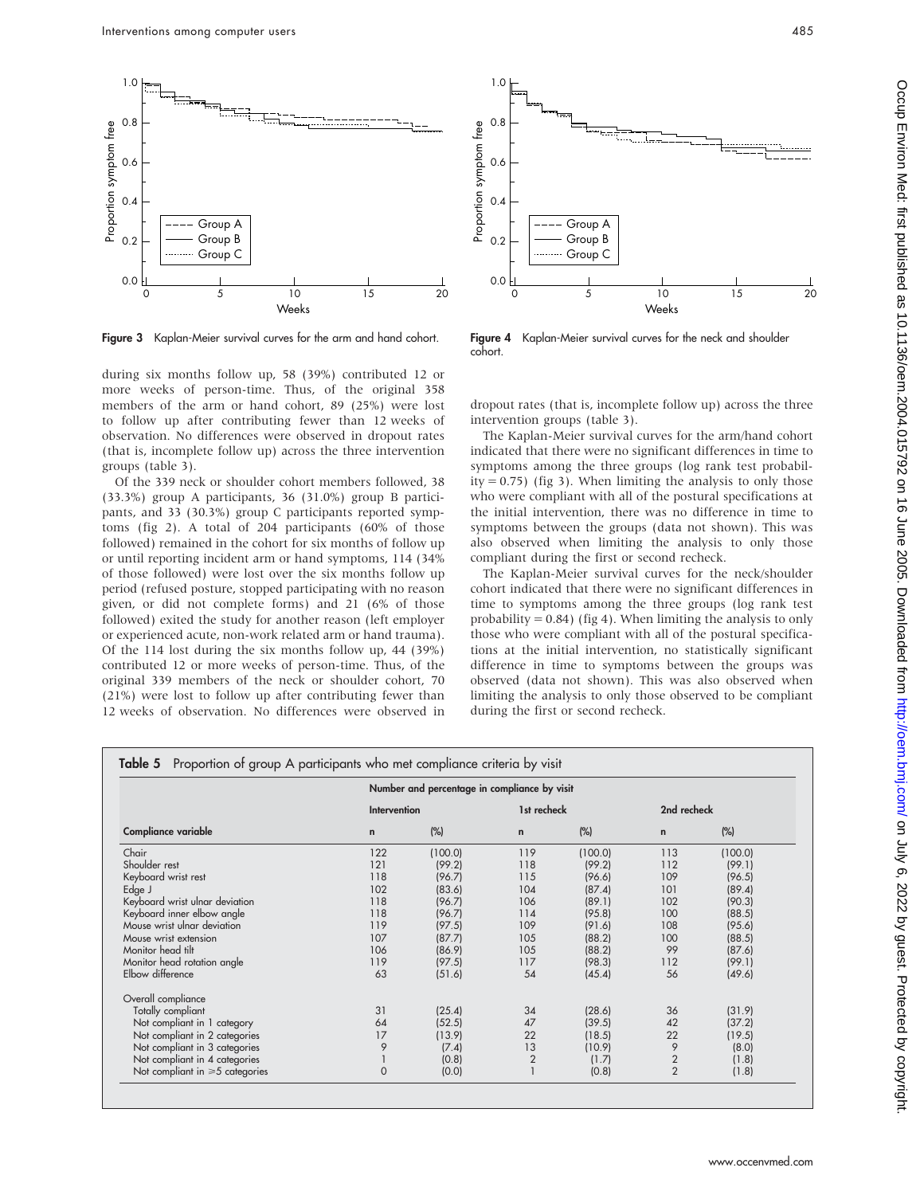Figure 3 Kaplan-Meier survival curves for the arm and hand cohort.

Figure 4 Kaplan-Meier survival curves for the neck and shoulder cohort.

during six months follow up, 58 (39%) contributed 12 or more weeks of person-time. Thus, of the original 358 members of the arm or hand cohort, 89 (25%) were lost to follow up after contributing fewer than 12 weeks of observation. No differences were observed in dropout rates (that is, incomplete follow up) across the three intervention groups (table 3).

Of the 339 neck or shoulder cohort members followed, 38 (33.3%) group A participants, 36 (31.0%) group B participants, and 33 (30.3%) group C participants reported symptoms (fig 2). A total of 204 participants (60% of those followed) remained in the cohort for six months of follow up or until reporting incident arm or hand symptoms, 114 (34% of those followed) were lost over the six months follow up period (refused posture, stopped participating with no reason given, or did not complete forms) and 21 (6% of those followed) exited the study for another reason (left employer or experienced acute, non-work related arm or hand trauma). Of the 114 lost during the six months follow up, 44 (39%) contributed 12 or more weeks of person-time. Thus, of the original 339 members of the neck or shoulder cohort, 70 (21%) were lost to follow up after contributing fewer than 12 weeks of observation. No differences were observed in dropout rates (that is, incomplete follow up) across the three intervention groups (table 3).

The Kaplan-Meier survival curves for the arm/hand cohort indicated that there were no significant differences in time to symptoms among the three groups (log rank test probability = 0.75) (fig 3). When limiting the analysis to only those who were compliant with all of the postural specifications at the initial intervention, there was no difference in time to symptoms between the groups (data not shown). This was also observed when limiting the analysis to only those compliant during the first or second recheck.

The Kaplan-Meier survival curves for the neck/shoulder cohort indicated that there were no significant differences in time to symptoms among the three groups (log rank test probability = 0.84) (fig 4). When limiting the analysis to only those who were compliant with all of the postural specifications at the initial intervention, no statistically significant difference in time to symptoms between the groups was observed (data not shown). This was also observed when limiting the analysis to only those observed to be compliant during the first or second recheck.

**Table 5** Proportion of group A participants who met compliance criteria by visit

| | Number and percentage in compliance by visit | | | | | |
|---|---|---|---|---|---|---|
| | Intervention | | 1st recheck | | 2nd recheck | |
| Compliance variable | n | (%) | n | (%) | n | (%) |
| Chair | 122 | (100.0) | 119 | (100.0) | 113 | (100.0) |
| Shoulder rest | 121 | (99.2) | 118 | (99.2) | 112 | (99.1) |
| Keyboard wrist rest | 118 | (96.7) | 115 | (96.6) | 109 | (96.5) |
| Edge J | 102 | (83.6) | 104 | (87.4) | 101 | (89.4) |
| Keyboard wrist ulnar deviation | 118 | (96.7) | 106 | (89.1) | 102 | (90.3) |
| Keyboard inner elbow angle | 118 | (96.7) | 114 | (95.8) | 100 | (88.5) |
| Mouse wrist ulnar deviation | 119 | (97.5) | 109 | (91.6) | 108 | (95.6) |
| Mouse wrist extension | 107 | (87.7) | 105 | (88.2) | 100 | (88.5) |
| Monitor head tilt | 106 | (86.9) | 105 | (88.2) | 99 | (87.6) |
| Monitor head rotation angle | 119 | (97.5) | 117 | (98.3) | 112 | (99.1) |
| Elbow difference | 63 | (51.6) | 54 | (45.4) | 56 | (49.6) |
| Overall compliance | | | | | | |
| Totally compliant | 31 | (25.4) | 34 | (28.6) | 36 | (31.9) |
| Not compliant in 1 category | 64 | (52.5) | 47 | (39.5) | 42 | (37.2) |
| Not compliant in 2 categories | 17 | (13.9) | 22 | (18.5) | 22 | (19.5) |
| Not compliant in 3 categories | 9 | (7.4) | 13 | (10.9) | 9 | (8.0) |
| Not compliant in 4 categories | 1 | (0.8) | 2 | (1.7) | 2 | (1.8) |
| Not compliant in ≥5 categories | 0 | (0.0) | 1 | (0.8) | 2 | (1.8) |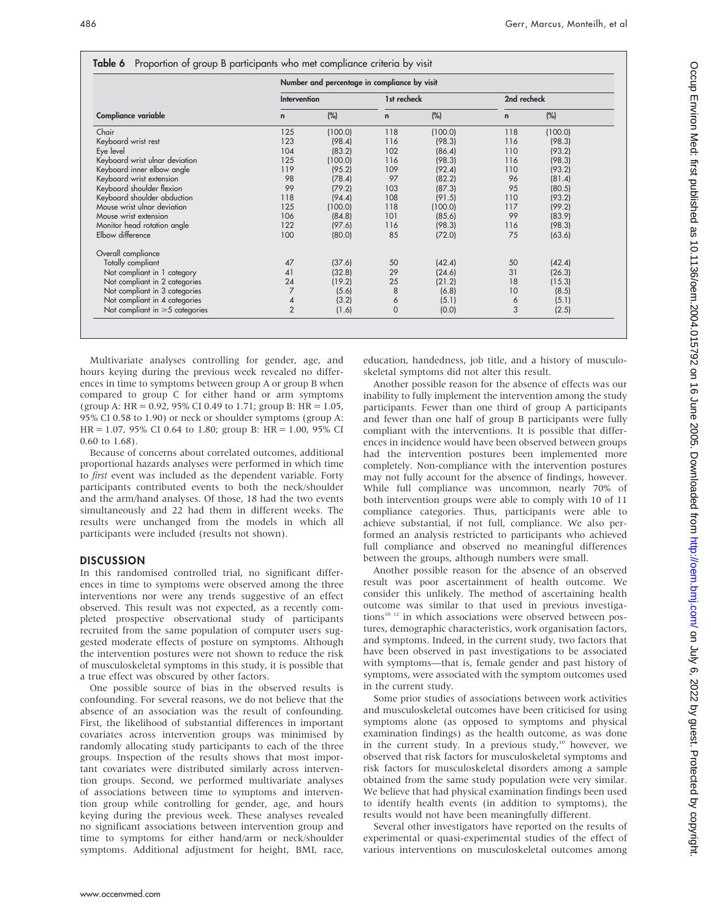**Table 6** Proportion of group B participants who met compliance criteria by visit

| Compliance variable | Number and percentage in compliance by visit | | | | | |
|---|---|---|---|---|---|---|
| | Intervention | | 1st recheck | | 2nd recheck | |
| | n | (%) | n | (%) | n | (%) |
| Chair | 125 | (100.0) | 118 | (100.0) | 118 | (100.0) |
| Keyboard wrist rest | 123 | (98.4) | 116 | (98.3) | 116 | (98.3) |
| Eye level | 104 | (83.2) | 102 | (86.4) | 110 | (93.2) |
| Keyboard wrist ulnar deviation | 125 | (100.0) | 116 | (98.3) | 116 | (98.3) |
| Keyboard inner elbow angle | 119 | (95.2) | 109 | (92.4) | 110 | (93.2) |
| Keyboard wrist extension | 98 | (78.4) | 97 | (82.2) | 96 | (81.4) |
| Keyboard shoulder flexion | 99 | (79.2) | 103 | (87.3) | 95 | (80.5) |
| Keyboard shoulder abduction | 118 | (94.4) | 108 | (91.5) | 110 | (93.2) |
| Mouse wrist ulnar deviation | 125 | (100.0) | 118 | (100.0) | 117 | (99.2) |
| Mouse wrist extension | 106 | (84.8) | 101 | (85.6) | 99 | (83.9) |
| Monitor head rotation angle | 122 | (97.6) | 116 | (98.3) | 116 | (98.3) |
| Elbow difference | 100 | (80.0) | 85 | (72.0) | 75 | (63.6) |
| Overall compliance | | | | | | |
| Totally compliant | 47 | (37.6) | 50 | (42.4) | 50 | (42.4) |
| Not compliant in 1 category | 41 | (32.8) | 29 | (24.6) | 31 | (26.3) |
| Not compliant in 2 categories | 24 | (19.2) | 25 | (21.2) | 18 | (15.3) |
| Not compliant in 3 categories | 7 | (5.6) | 8 | (6.8) | 10 | (8.5) |
| Not compliant in 4 categories | 4 | (3.2) | 6 | (5.1) | 6 | (5.1) |
| Not compliant in ≥5 categories | 2 | (1.6) | 0 | (0.0) | 3 | (2.5) |

Multivariate analyses controlling for gender, age, and hours keying during the previous week revealed no differences in time to symptoms between group A or group B when compared to group C for either hand or arm symptoms (group A: HR = 0.92, 95% CI 0.49 to 1.71; group B: HR = 1.05, 95% CI 0.58 to 1.90) or neck or shoulder symptoms (group A: HR = 1.07, 95% CI 0.64 to 1.80; group B: HR = 1.00, 95% CI 0.60 to 1.68).

Because of concerns about correlated outcomes, additional proportional hazards analyses were performed in which time to *first* event was included as the dependent variable. Forty participants contributed events to both the neck/shoulder and the arm/hand analyses. Of those, 18 had the two events simultaneously and 22 had them in different weeks. The results were unchanged from the models in which all participants were included (results not shown).

## DISCUSSION

In this randomised controlled trial, no significant differences in time to symptoms were observed among the three interventions nor were any trends suggestive of an effect observed. This result was not expected, as a recently completed prospective observational study of participants recruited from the same population of computer users suggested moderate effects of posture on symptoms. Although the intervention postures were not shown to reduce the risk of musculoskeletal symptoms in this study, it is possible that a true effect was obscured by other factors.

One possible source of bias in the observed results is confounding. For several reasons, we do not believe that the absence of an association was the result of confounding. First, the likelihood of substantial differences in important covariates across intervention groups was minimised by randomly allocating study participants to each of the three groups. Inspection of the results shows that most important covariates were distributed similarly across intervention groups. Second, we performed multivariate analyses of associations between time to symptoms and intervention group while controlling for gender, age, and hours keying during the previous week. These analyses revealed no significant associations between intervention group and time to symptoms for either hand/arm or neck/shoulder symptoms. Additional adjustment for height, BMI, race, education, handedness, job title, and a history of musculoskeletal symptoms did not alter this result.

Another possible reason for the absence of effects was our inability to fully implement the intervention among the study participants. Fewer than one third of group A participants and fewer than one half of group B participants were fully compliant with the interventions. It is possible that differences in incidence would have been observed between groups had the intervention postures been implemented more completely. Non-compliance with the intervention postures may not fully account for the absence of findings, however. While full compliance was uncommon, nearly 70% of both intervention groups were able to comply with 10 of 11 compliance categories. Thus, participants were able to achieve substantial, if not full, compliance. We also performed an analysis restricted to participants who achieved full compliance and observed no meaningful differences between the groups, although numbers were small.

Another possible reason for the absence of an observed result was poor ascertainment of health outcome. We consider this unlikely. The method of ascertaining health outcome was similar to that used in previous investigations[10 12] in which associations were observed between postures, demographic characteristics, work organisation factors, and symptoms. Indeed, in the current study, two factors that have been observed in past investigations to be associated with symptoms—that is, female gender and past history of symptoms, were associated with the symptom outcomes used in the current study.

Some prior studies of associations between work activities and musculoskeletal outcomes have been criticised for using symptoms alone (as opposed to symptoms and physical examination findings) as the health outcome, as was done in the current study. In a previous study,[10] however, we observed that risk factors for musculoskeletal symptoms and risk factors for musculoskeletal disorders among a sample obtained from the same study population were very similar. We believe that had physical examination findings been used to identify health events (in addition to symptoms), the results would not have been meaningfully different.

Several other investigators have reported on the results of experimental or quasi-experimental studies of the effect of various interventions on musculoskeletal outcomes among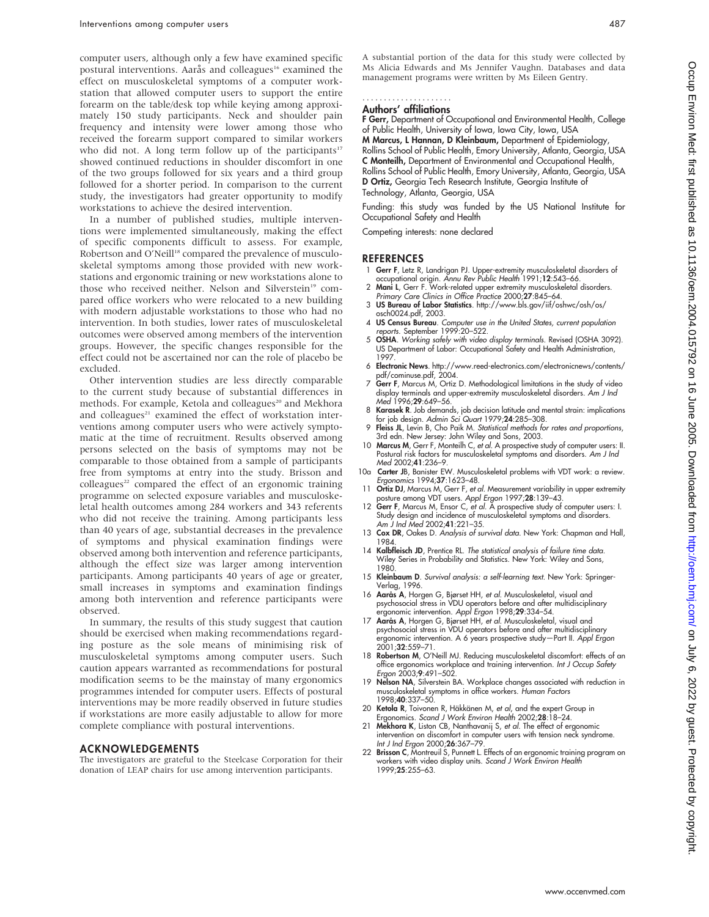computer users, although only a few have examined specific postural interventions. Aarås and colleagues[16] examined the effect on musculoskeletal symptoms of a computer workstation that allowed computer users to support the entire forearm on the table/desk top while keying among approximately 150 study participants. Neck and shoulder pain frequency and intensity were lower among those who received the forearm support compared to similar workers who did not. A long term follow up of the participants[17] showed continued reductions in shoulder discomfort in one of the two groups followed for six years and a third group followed for a shorter period. In comparison to the current study, the investigators had greater opportunity to modify workstations to achieve the desired intervention.

In a number of published studies, multiple interventions were implemented simultaneously, making the effect of specific components difficult to assess. For example, Robertson and O'Neill[18] compared the prevalence of musculoskeletal symptoms among those provided with new workstations and ergonomic training or new workstations alone to those who received neither. Nelson and Silverstein[19] compared office workers who were relocated to a new building with modern adjustable workstations to those who had no intervention. In both studies, lower rates of musculoskeletal outcomes were observed among members of the intervention groups. However, the specific changes responsible for the effect could not be ascertained nor can the role of placebo be excluded.

Other intervention studies are less directly comparable to the current study because of substantial differences in methods. For example, Ketola and colleagues[20] and Mekhora and colleagues[21] examined the effect of workstation interventions among computer users who were actively symptomatic at the time of recruitment. Results observed among persons selected on the basis of symptoms may not be comparable to those obtained from a sample of participants free from symptoms at entry into the study. Brisson and colleagues[22] compared the effect of an ergonomic training programme on selected exposure variables and musculoskeletal health outcomes among 284 workers and 343 referents who did not receive the training. Among participants less than 40 years of age, substantial decreases in the prevalence of symptoms and physical examination findings were observed among both intervention and reference participants, although the effect size was larger among intervention participants. Among participants 40 years of age or greater, small increases in symptoms and examination findings among both intervention and reference participants were observed.

In summary, the results of this study suggest that caution should be exercised when making recommendations regarding posture as the sole means of minimising risk of musculoskeletal symptoms among computer users. Such caution appears warranted as recommendations for postural modification seems to be the mainstay of many ergonomics programmes intended for computer users. Effects of postural interventions may be more readily observed in future studies if workstations are more easily adjustable to allow for more complete compliance with postural interventions.

## ACKNOWLEDGEMENTS

The investigators are grateful to the Steelcase Corporation for their donation of LEAP chairs for use among intervention participants.

A substantial portion of the data for this study were collected by Ms Alicia Edwards and Ms Jennifer Vaughn. Databases and data management programs were written by Ms Eileen Gentry.

### Authors' affiliations

**F Gerr,** Department of Occupational and Environmental Health, College of Public Health, University of Iowa, Iowa City, Iowa, USA
**M Marcus, L Hannan, D Kleinbaum,** Department of Epidemiology, Rollins School of Public Health, Emory University, Atlanta, Georgia, USA
**C Monteilh,** Department of Environmental and Occupational Health, Rollins School of Public Health, Emory University, Atlanta, Georgia, USA
**D Ortiz,** Georgia Tech Research Institute, Georgia Institute of Technology, Atlanta, Georgia, USA

Funding: this study was funded by the US National Institute for Occupational Safety and Health

Competing interests: none declared

## REFERENCES

1. **Gerr F**, Letz R, Landrigan PJ. Upper-extremity musculoskeletal disorders of occupational origin. *Annu Rev Public Health* 1991;**12**:543–66.
2. **Mani L**, Gerr F. Work-related upper extremity musculoskeletal disorders. *Primary Care Clinics in Office Practice* 2000;**27**:845–64.
3. **US Bureau of Labor Statistics**. http://www.bls.gov/iif/oshwc/osh/os/osch0024.pdf, 2003.
4. **US Census Bureau**. *Computer use in the United States, current population reports*. September 1999:20–522.
5. **OSHA**. *Working safely with video display terminals*. Revised (OSHA 3092). US Department of Labor: Occupational Safety and Health Administration, 1997.
6. **Electronic News**. http://www.reed-electronics.com/electronicnews/contents/pdf/cominuse.pdf, 2004.
7. **Gerr F**, Marcus M, Ortiz D. Methodological limitations in the study of video display terminals and upper-extremity musculoskeletal disorders. *Am J Ind Med* 1996;**29**:649–56.
8. **Karasek R**. Job demands, job decision latitude and mental strain: implications for job design. *Admin Sci Quart* 1979;**24**:285–308.
9. **Fleiss JL**, Levin B, Cho Paik M. *Statistical methods for rates and proportions*, 3rd edn. New Jersey: John Wiley and Sons, 2003.
10. **Marcus M**, Gerr F, Monteilh C, *et al*. A prospective study of computer users: II. Postural risk factors for musculoskeletal symptoms and disorders. *Am J Ind Med* 2002;**41**:236–9.

10a **Carter JB**, Banister EW. Musculoskeletal problems with VDT work: a review. *Ergonomics* 1994;**37**:1623–48.

11. **Ortiz DJ**, Marcus M, Gerr F, *et al*. Measurement variability in upper extremity posture among VDT users. *Appl Ergon* 1997;**28**:139–43.
12. **Gerr F**, Marcus M, Ensor C, *et al*. A prospective study of computer users: I. Study design and incidence of musculoskeletal symptoms and disorders. *Am J Ind Med* 2002;**41**:221–35.
13. **Cox DR**, Oakes D. *Analysis of survival data*. New York: Chapman and Hall, 1984.
14. **Kalbfleisch JD**, Prentice RL. *The statistical analysis of failure time data*. Wiley Series in Probability and Statistics. New York: Wiley and Sons, 1980.
15. **Kleinbaum D**. *Survival analysis: a self-learning text*. New York: Springer-Verlag, 1996.
16. **Aarås A**, Horgen G, Bjørset HH, *et al*. Musculoskeletal, visual and psychosocial stress in VDU operators before and after multidisciplinary ergonomic intervention. *Appl Ergon* 1998;**29**:334–54.
17. **Aarås A**, Horgen G, Bjørset HH, *et al*. Musculoskeletal, visual and psychosocial stress in VDU operators before and after multidisciplinary ergonomic intervention. A 6 years prospective study—Part II. *Appl Ergon* 2001;**32**:559–71.
18. **Robertson M**, O'Neill MJ. Reducing musculoskeletal discomfort: effects of an office ergonomics workplace and training intervention. *Int J Occup Safety Ergon* 2003;**9**:491–502.
19. **Nelson NA**, Silverstein BA. Workplace changes associated with reduction in musculoskeletal symptoms in office workers. *Human Factors* 1998;**40**:337–50.
20. **Ketola R**, Toivonen R, Häkkänen M, *et al*, and the expert Group in Ergonomics. *Scand J Work Environ Health* 2002;**28**:18–24.
21. **Mekhora K**, Liston CB, Nanthavanij S, *et al*. The effect of ergonomic intervention on discomfort in computer users with tension neck syndrome. *Int J Ind Ergon* 2000;**26**:367–79.
22. **Brisson C**, Montreuil S, Punnett L. Effects of an ergonomic training program on workers with video display units. *Scand J Work Environ Health* 1999;**25**:255–63.